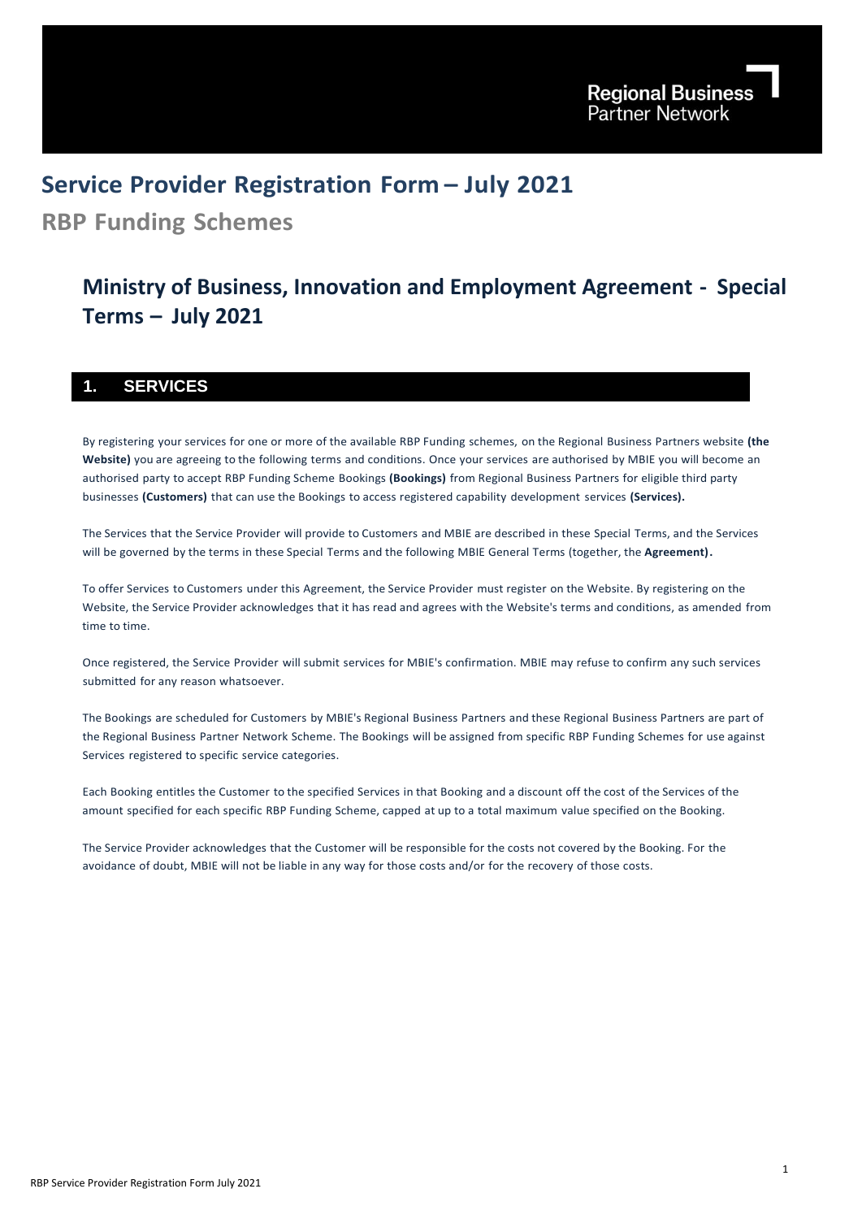Regional Business Partner Network

# Service Provider Registration Form – July 2021

## RBP Funding Schemes

# Ministry of Business, Innovation and Employment Agreement - Special Terms – July 2021

## 1. SERVICES

By registering your services for one or more of the available RBP Funding schemes, on the Regional Business Partners website **(the Website)** you are agreeing to the following terms and conditions. Once your services are authorised by MBIE you will become an authorised party to accept RBP Funding Scheme Bookings **(Bookings)** from Regional Business Partners for eligible third party businesses **(Customers)** that can use the Bookings to access registered capability development services **(Services).**

The Services that the Service Provider will provide to Customers and MBIE are described in these Special Terms, and the Services will be governed by the terms in these Special Terms and the following MBIE General Terms (together, the **Agreement).**

To offer Services to Customers under this Agreement, the Service Provider must register on the Website. By registering on the Website, the Service Provider acknowledges that it has read and agrees with the Website's terms and conditions, as amended from time to time.

Once registered, the Service Provider will submit services for MBIE's confirmation. MBIE may refuse to confirm any such services submitted for any reason whatsoever.

The Bookings are scheduled for Customers by MBIE's Regional Business Partners and these Regional Business Partners are part of the Regional Business Partner Network Scheme. The Bookings will be assigned from specific RBP Funding Schemes for use against Services registered to specific service categories.

Each Booking entitles the Customer to the specified Services in that Booking and a discount off the cost of the Services of the amount specified for each specific RBP Funding Scheme, capped at up to a total maximum value specified on the Booking.

The Service Provider acknowledges that the Customer will be responsible for the costs not covered by the Booking. For the avoidance of doubt, MBIE will not be liable in any way for those costs and/or for the recovery of those costs.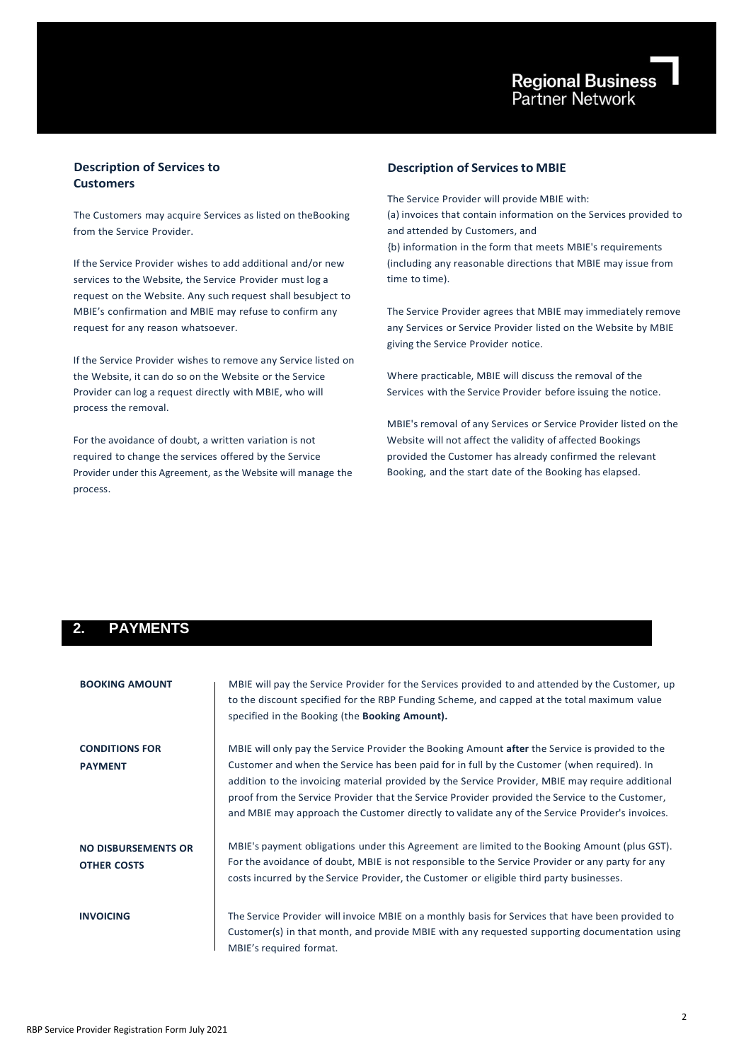### Description of Services to Customers

The Customers may acquire Services as listed on theBooking from the Service Provider.

If the Service Provider wishes to add additional and/or new services to the Website, the Service Provider must log a request on the Website. Any such request shall besubject to MBIE's confirmation and MBIE may refuse to confirm any request for any reason whatsoever.

If the Service Provider wishes to remove any Service listed on the Website, it can do so on the Website or the Service Provider can log a request directly with MBIE, who will process the removal.

For the avoidance of doubt, a written variation is not required to change the services offered by the Service Provider under this Agreement, as the Website will manage the process.

### Description of Services to MBIE

The Service Provider will provide MBIE with:
(a) invoices that contain information on the Services provided to and attended by Customers, and
{b) information in the form that meets MBIE's requirements (including any reasonable directions that MBIE may issue from time to time).

The Service Provider agrees that MBIE may immediately remove any Services or Service Provider listed on the Website by MBIE giving the Service Provider notice.

Where practicable, MBIE will discuss the removal of the Services with the Service Provider before issuing the notice.

MBIE's removal of any Services or Service Provider listed on the Website will not affect the validity of affected Bookings provided the Customer has already confirmed the relevant Booking, and the start date of the Booking has elapsed.

## 2. PAYMENTS

**BOOKING AMOUNT**

MBIE will pay the Service Provider for the Services provided to and attended by the Customer, up to the discount specified for the RBP Funding Scheme, and capped at the total maximum value specified in the Booking (the **Booking Amount).**

**CONDITIONS FOR PAYMENT**

MBIE will only pay the Service Provider the Booking Amount **after** the Service is provided to the Customer and when the Service has been paid for in full by the Customer (when required). In addition to the invoicing material provided by the Service Provider, MBIE may require additional proof from the Service Provider that the Service Provider provided the Service to the Customer, and MBIE may approach the Customer directly to validate any of the Service Provider's invoices.

**NO DISBURSEMENTS OR OTHER COSTS**

MBIE's payment obligations under this Agreement are limited to the Booking Amount (plus GST). For the avoidance of doubt, MBIE is not responsible to the Service Provider or any party for any costs incurred by the Service Provider, the Customer or eligible third party businesses.

**INVOICING**

The Service Provider will invoice MBIE on a monthly basis for Services that have been provided to Customer(s) in that month, and provide MBIE with any requested supporting documentation using MBIE's required format.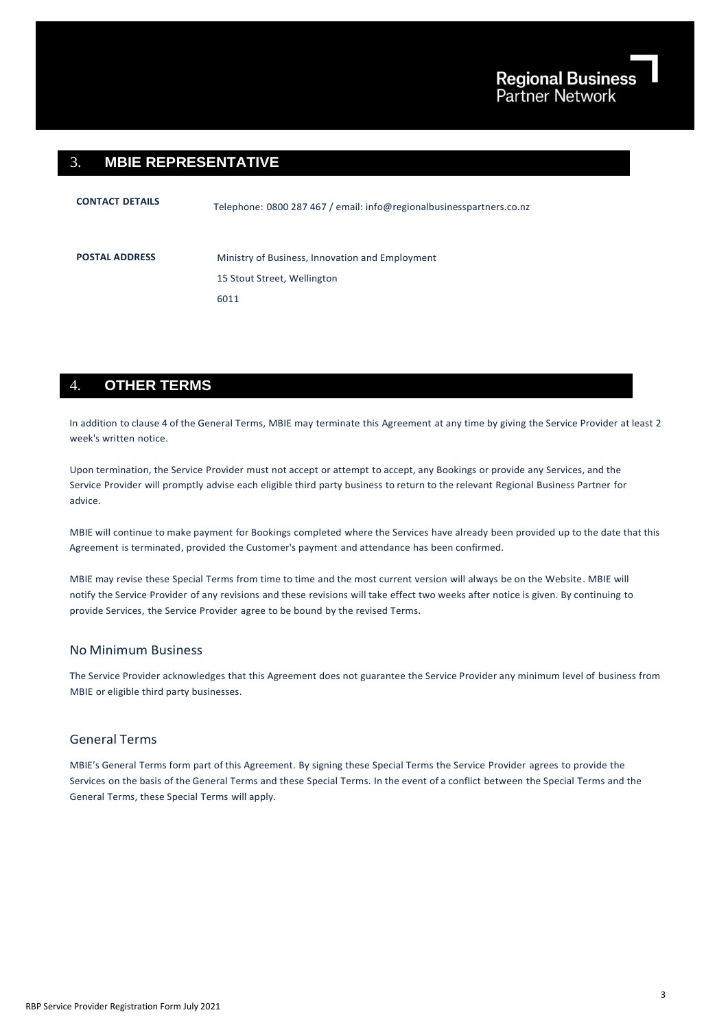## 3. MBIE REPRESENTATIVE

| | |
|---|---|
| **CONTACT DETAILS** | Telephone: 0800 287 467 / email: info@regionalbusinesspartners.co.nz |
| **POSTAL ADDRESS** | Ministry of Business, Innovation and Employment<br>15 Stout Street, Wellington<br>6011 |

## 4. OTHER TERMS

In addition to clause 4 of the General Terms, MBIE may terminate this Agreement at any time by giving the Service Provider at least 2 week's written notice.

Upon termination, the Service Provider must not accept or attempt to accept, any Bookings or provide any Services, and the Service Provider will promptly advise each eligible third party business to return to the relevant Regional Business Partner for advice.

MBIE will continue to make payment for Bookings completed where the Services have already been provided up to the date that this Agreement is terminated, provided the Customer's payment and attendance has been confirmed.

MBIE may revise these Special Terms from time to time and the most current version will always be on the Website. MBIE will notify the Service Provider of any revisions and these revisions will take effect two weeks after notice is given. By continuing to provide Services, the Service Provider agree to be bound by the revised Terms.

### No Minimum Business

The Service Provider acknowledges that this Agreement does not guarantee the Service Provider any minimum level of business from MBIE or eligible third party businesses.

### General Terms

MBIE's General Terms form part of this Agreement. By signing these Special Terms the Service Provider agrees to provide the Services on the basis of the General Terms and these Special Terms. In the event of a conflict between the Special Terms and the General Terms, these Special Terms will apply.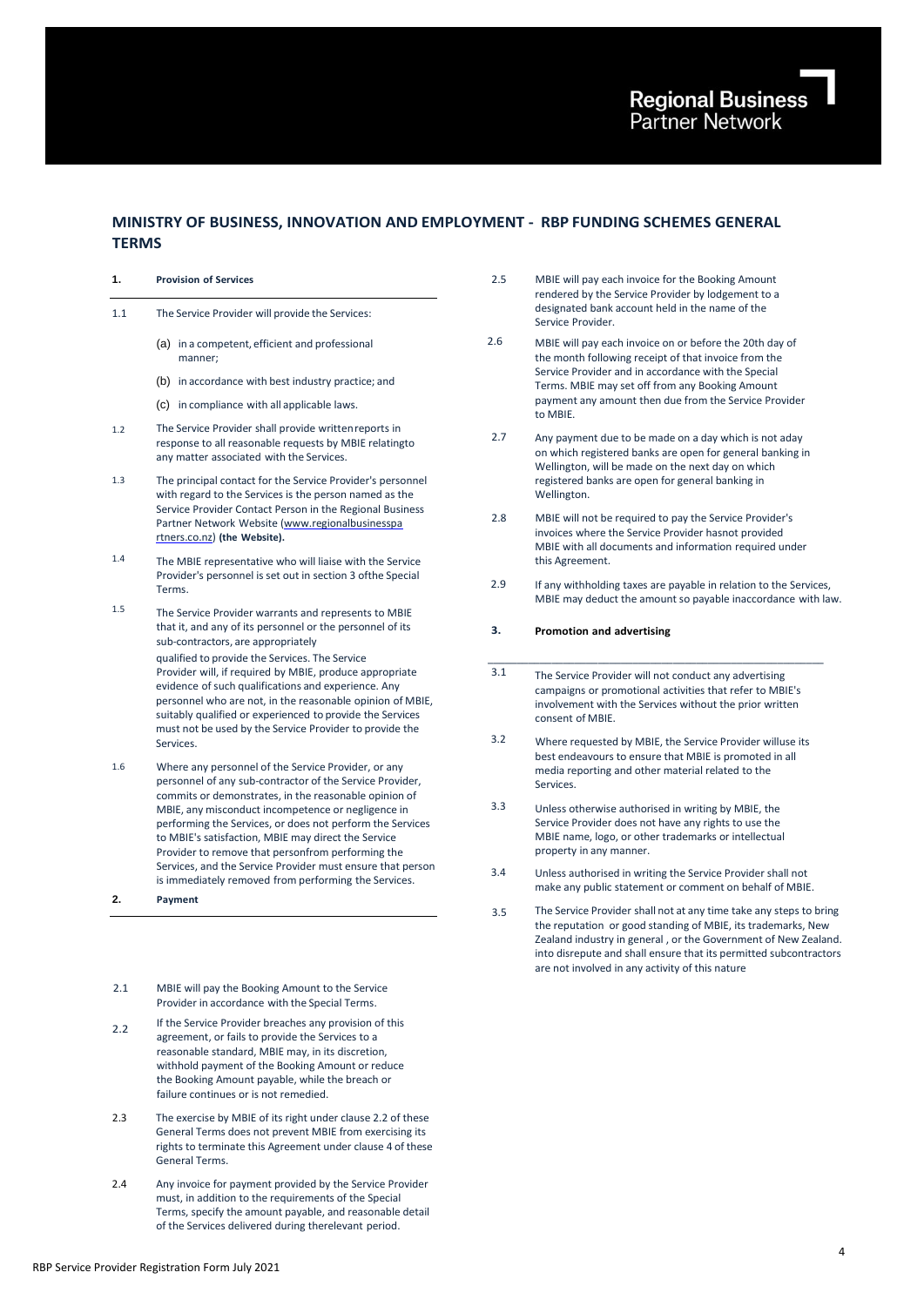Regional Business Partner Network

## MINISTRY OF BUSINESS, INNOVATION AND EMPLOYMENT - RBP FUNDING SCHEMES GENERAL TERMS

### 1. Provision of Services

1.1 The Service Provider will provide the Services:

(a) in a competent, efficient and professional manner;

(b) in accordance with best industry practice; and

(c) in compliance with all applicable laws.

1.2 The Service Provider shall provide written reports in response to all reasonable requests by MBIE relating to any matter associated with the Services.

1.3 The principal contact for the Service Provider's personnel with regard to the Services is the person named as the Service Provider Contact Person in the Regional Business Partner Network Website (www.regionalbusinesspartners.co.nz) **(the Website).**

1.4 The MBIE representative who will liaise with the Service Provider's personnel is set out in section 3 of the Special Terms.

1.5 The Service Provider warrants and represents to MBIE that it, and any of its personnel or the personnel of its sub-contractors, are appropriately qualified to provide the Services. The Service Provider will, if required by MBIE, produce appropriate evidence of such qualifications and experience. Any personnel who are not, in the reasonable opinion of MBIE, suitably qualified or experienced to provide the Services must not be used by the Service Provider to provide the Services.

1.6 Where any personnel of the Service Provider, or any personnel of any sub-contractor of the Service Provider, commits or demonstrates, in the reasonable opinion of MBIE, any misconduct incompetence or negligence in performing the Services, or does not perform the Services to MBIE's satisfaction, MBIE may direct the Service Provider to remove that person from performing the Services, and the Service Provider must ensure that person is immediately removed from performing the Services.

### 2. Payment

2.1 MBIE will pay the Booking Amount to the Service Provider in accordance with the Special Terms.

2.2 If the Service Provider breaches any provision of this agreement, or fails to provide the Services to a reasonable standard, MBIE may, in its discretion, withhold payment of the Booking Amount or reduce the Booking Amount payable, while the breach or failure continues or is not remedied.

2.3 The exercise by MBIE of its right under clause 2.2 of these General Terms does not prevent MBIE from exercising its rights to terminate this Agreement under clause 4 of these General Terms.

2.4 Any invoice for payment provided by the Service Provider must, in addition to the requirements of the Special Terms, specify the amount payable, and reasonable detail of the Services delivered during the relevant period.

2.5 MBIE will pay each invoice for the Booking Amount rendered by the Service Provider by lodgement to a designated bank account held in the name of the Service Provider.

2.6 MBIE will pay each invoice on or before the 20th day of the month following receipt of that invoice from the Service Provider and in accordance with the Special Terms. MBIE may set off from any Booking Amount payment any amount then due from the Service Provider to MBIE.

2.7 Any payment due to be made on a day which is not a day on which registered banks are open for general banking in Wellington, will be made on the next day on which registered banks are open for general banking in Wellington.

2.8 MBIE will not be required to pay the Service Provider's invoices where the Service Provider has not provided MBIE with all documents and information required under this Agreement.

2.9 If any withholding taxes are payable in relation to the Services, MBIE may deduct the amount so payable in accordance with law.

### 3. Promotion and advertising

3.1 The Service Provider will not conduct any advertising campaigns or promotional activities that refer to MBIE's involvement with the Services without the prior written consent of MBIE.

3.2 Where requested by MBIE, the Service Provider will use its best endeavours to ensure that MBIE is promoted in all media reporting and other material related to the Services.

3.3 Unless otherwise authorised in writing by MBIE, the Service Provider does not have any rights to use the MBIE name, logo, or other trademarks or intellectual property in any manner.

3.4 Unless authorised in writing the Service Provider shall not make any public statement or comment on behalf of MBIE.

3.5 The Service Provider shall not at any time take any steps to bring the reputation or good standing of MBIE, its trademarks, New Zealand industry in general , or the Government of New Zealand. into disrepute and shall ensure that its permitted subcontractors are not involved in any activity of this nature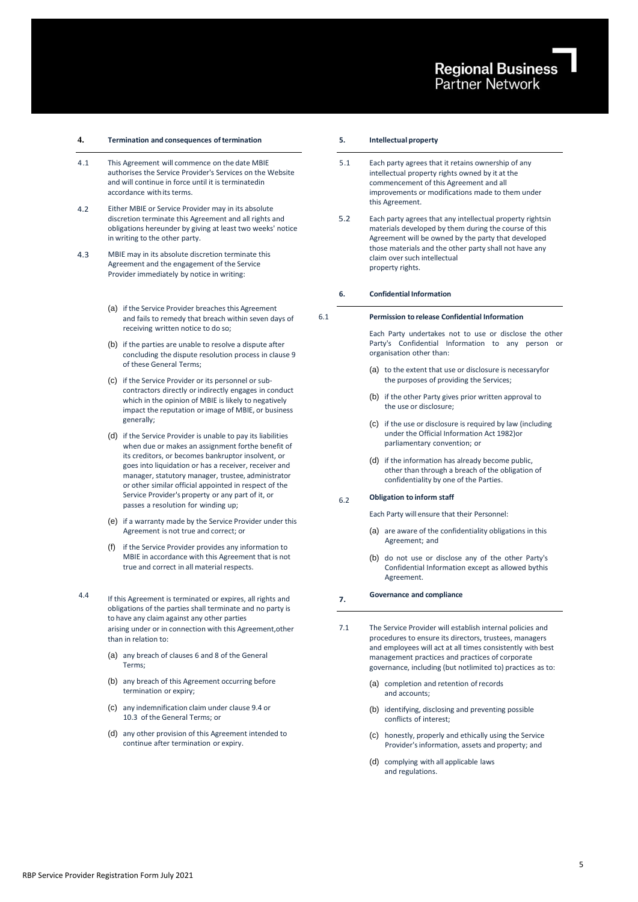## 4. Termination and consequences of termination

4.1 This Agreement will commence on the date MBIE authorises the Service Provider's Services on the Website and will continue in force until it is terminatedin accordance with its terms.

4.2 Either MBIE or Service Provider may in its absolute discretion terminate this Agreement and all rights and obligations hereunder by giving at least two weeks' notice in writing to the other party.

4.3 MBIE may in its absolute discretion terminate this Agreement and the engagement of the Service Provider immediately by notice in writing:

(a) if the Service Provider breaches this Agreement and fails to remedy that breach within seven days of receiving written notice to do so;

(b) if the parties are unable to resolve a dispute after concluding the dispute resolution process in clause 9 of these General Terms;

(c) if the Service Provider or its personnel or sub-contractors directly or indirectly engages in conduct which in the opinion of MBIE is likely to negatively impact the reputation or image of MBIE, or business generally;

(d) if the Service Provider is unable to pay its liabilities when due or makes an assignment forthe benefit of its creditors, or becomes bankruptor insolvent, or goes into liquidation or has a receiver, receiver and manager, statutory manager, trustee, administrator or other similar official appointed in respect of the Service Provider's property or any part of it, or passes a resolution for winding up;

(e) if a warranty made by the Service Provider under this Agreement is not true and correct; or

(f) if the Service Provider provides any information to MBIE in accordance with this Agreement that is not true and correct in all material respects.

4.4 If this Agreement is terminated or expires, all rights and obligations of the parties shall terminate and no party is to have any claim against any other parties arising under or in connection with this Agreement,other than in relation to:

(a) any breach of clauses 6 and 8 of the General Terms;

(b) any breach of this Agreement occurring before termination or expiry;

(c) any indemnification claim under clause 9.4 or 10.3 of the General Terms; or

(d) any other provision of this Agreement intended to continue after termination or expiry.

## 5. Intellectual property

5.1 Each party agrees that it retains ownership of any intellectual property rights owned by it at the commencement of this Agreement and all improvements or modifications made to them under this Agreement.

5.2 Each party agrees that any intellectual property rightsin materials developed by them during the course of this Agreement will be owned by the party that developed those materials and the other party shall not have any claim over such intellectual property rights.

## 6. Confidential Information

### 6.1 Permission to release Confidential Information

Each Party undertakes not to use or disclose the other Party's Confidential Information to any person or organisation other than:

(a) to the extent that use or disclosure is necessaryfor the purposes of providing the Services;

(b) if the other Party gives prior written approval to the use or disclosure;

(c) if the use or disclosure is required by law (including under the Official Information Act 1982)or parliamentary convention; or

(d) if the information has already become public, other than through a breach of the obligation of confidentiality by one of the Parties.

### 6.2 Obligation to inform staff

Each Party will ensure that their Personnel:

(a) are aware of the confidentiality obligations in this Agreement; and

(b) do not use or disclose any of the other Party's Confidential Information except as allowed bythis Agreement.

## 7. Governance and compliance

7.1 The Service Provider will establish internal policies and procedures to ensure its directors, trustees, managers and employees will act at all times consistently with best management practices and practices of corporate governance, including (but notlimited to) practices as to:

(a) completion and retention of records and accounts;

(b) identifying, disclosing and preventing possible conflicts of interest;

(c) honestly, properly and ethically using the Service Provider's information, assets and property; and

(d) complying with all applicable laws and regulations.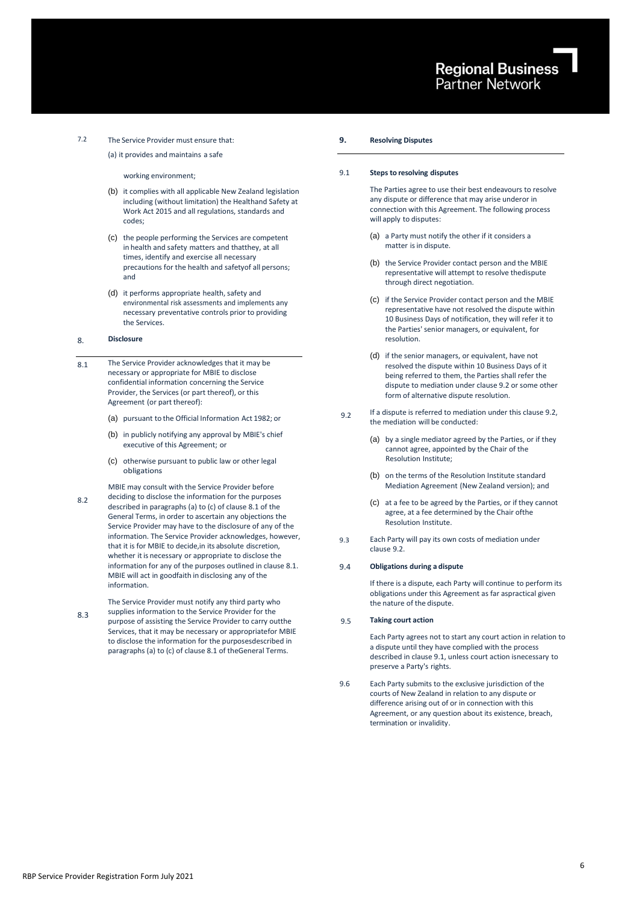7.2 The Service Provider must ensure that:

(a) it provides and maintains a safe working environment;

(b) it complies with all applicable New Zealand legislation including (without limitation) the Healthand Safety at Work Act 2015 and all regulations, standards and codes;

(c) the people performing the Services are competent in health and safety matters and thatthey, at all times, identify and exercise all necessary precautions for the health and safetyof all persons; and

(d) it performs appropriate health, safety and environmental risk assessments and implements any necessary preventative controls prior to providing the Services.

## 8. Disclosure

8.1 The Service Provider acknowledges that it may be necessary or appropriate for MBIE to disclose confidential information concerning the Service Provider, the Services (or part thereof), or this Agreement (or part thereof):

(a) pursuant to the Official Information Act 1982; or

(b) in publicly notifying any approval by MBIE's chief executive of this Agreement; or

(c) otherwise pursuant to public law or other legal obligations

8.2 MBIE may consult with the Service Provider before deciding to disclose the information for the purposes described in paragraphs (a) to (c) of clause 8.1 of the General Terms, in order to ascertain any objections the Service Provider may have to the disclosure of any of the information. The Service Provider acknowledges, however, that it is for MBIE to decide,in its absolute discretion, whether it is necessary or appropriate to disclose the information for any of the purposes outlined in clause 8.1. MBIE will act in goodfaith in disclosing any of the information.

8.3 The Service Provider must notify any third party who supplies information to the Service Provider for the purpose of assisting the Service Provider to carry outthe Services, that it may be necessary or appropriatefor MBIE to disclose the information for the purposesdescribed in paragraphs (a) to (c) of clause 8.1 of theGeneral Terms.

## 9. Resolving Disputes

9.1 **Steps to resolving disputes**

The Parties agree to use their best endeavours to resolve any dispute or difference that may arise underor in connection with this Agreement. The following process will apply to disputes:

(a) a Party must notify the other if it considers a matter is in dispute.

(b) the Service Provider contact person and the MBIE representative will attempt to resolve thedispute through direct negotiation.

(c) if the Service Provider contact person and the MBIE representative have not resolved the dispute within 10 Business Days of notification, they will refer it to the Parties' senior managers, or equivalent, for resolution.

(d) if the senior managers, or equivalent, have not resolved the dispute within 10 Business Days of it being referred to them, the Parties shall refer the dispute to mediation under clause 9.2 or some other form of alternative dispute resolution.

9.2 If a dispute is referred to mediation under this clause 9.2, the mediation will be conducted:

(a) by a single mediator agreed by the Parties, or if they cannot agree, appointed by the Chair of the Resolution Institute;

(b) on the terms of the Resolution Institute standard Mediation Agreement (New Zealand version); and

(c) at a fee to be agreed by the Parties, or if they cannot agree, at a fee determined by the Chair ofthe Resolution Institute.

9.3 Each Party will pay its own costs of mediation under clause 9.2.

9.4 **Obligations during a dispute**

If there is a dispute, each Party will continue to perform its obligations under this Agreement as far aspractical given the nature of the dispute.

9.5 **Taking court action**

Each Party agrees not to start any court action in relation to a dispute until they have complied with the process described in clause 9.1, unless court action isnecessary to preserve a Party's rights.

9.6 Each Party submits to the exclusive jurisdiction of the courts of New Zealand in relation to any dispute or difference arising out of or in connection with this Agreement, or any question about its existence, breach, termination or invalidity.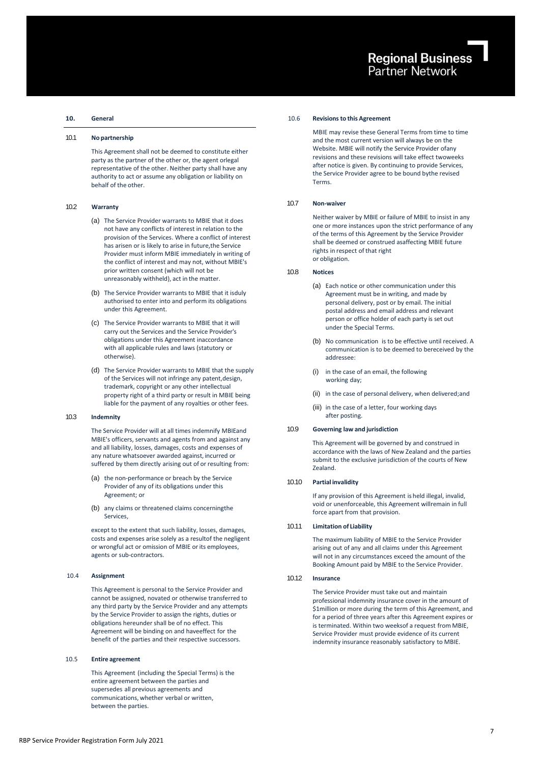## 10. General

### 10.1 No partnership

This Agreement shall not be deemed to constitute either party as the partner of the other or, the agent orlegal representative of the other. Neither party shall have any authority to act or assume any obligation or liability on behalf of the other.

### 10.2 Warranty

(a) The Service Provider warrants to MBIE that it does not have any conflicts of interest in relation to the provision of the Services. Where a conflict of interest has arisen or is likely to arise in future,the Service Provider must inform MBIE immediately in writing of the conflict of interest and may not, without MBIE's prior written consent (which will not be unreasonably withheld), act in the matter.

(b) The Service Provider warrants to MBIE that it isduly authorised to enter into and perform its obligations under this Agreement.

(c) The Service Provider warrants to MBIE that it will carry out the Services and the Service Provider's obligations under this Agreement inaccordance with all applicable rules and laws (statutory or otherwise).

(d) The Service Provider warrants to MBIE that the supply of the Services will not infringe any patent,design, trademark, copyright or any other intellectual property right of a third party or result in MBIE being liable for the payment of any royalties or other fees.

### 10.3 Indemnity

The Service Provider will at all times indemnify MBIEand MBIE's officers, servants and agents from and against any and all liability, losses, damages, costs and expenses of any nature whatsoever awarded against, incurred or suffered by them directly arising out of or resulting from:

(a) the non-performance or breach by the Service Provider of any of its obligations under this Agreement; or

(b) any claims or threatened claims concerningthe Services,

except to the extent that such liability, losses, damages, costs and expenses arise solely as a resultof the negligent or wrongful act or omission of MBIE or its employees, agents or sub-contractors.

### 10.4 Assignment

This Agreement is personal to the Service Provider and cannot be assigned, novated or otherwise transferred to any third party by the Service Provider and any attempts by the Service Provider to assign the rights, duties or obligations hereunder shall be of no effect. This Agreement will be binding on and haveeffect for the benefit of the parties and their respective successors.

### 10.5 Entire agreement

This Agreement (including the Special Terms) is the entire agreement between the parties and supersedes all previous agreements and communications, whether verbal or written, between the parties.

### 10.6 Revisions to this Agreement

MBIE may revise these General Terms from time to time and the most current version will always be on the Website. MBIE will notify the Service Provider ofany revisions and these revisions will take effect twoweeks after notice is given. By continuing to provide Services, the Service Provider agree to be bound bythe revised Terms.

### 10.7 Non-waiver

Neither waiver by MBIE or failure of MBIE to insist in any one or more instances upon the strict performance of any of the terms of this Agreement by the Service Provider shall be deemed or construed asaffecting MBIE future rights in respect of that right or obligation.

### 10.8 Notices

(a) Each notice or other communication under this Agreement must be in writing, and made by personal delivery, post or by email. The initial postal address and email address and relevant person or office holder of each party is set out under the Special Terms.

(b) No communication is to be effective until received. A communication is to be deemed to bereceived by the addressee:

(i) in the case of an email, the following working day;

(ii) in the case of personal delivery, when delivered;and

(iii) in the case of a letter, four working days after posting.

### 10.9 Governing law and jurisdiction

This Agreement will be governed by and construed in accordance with the laws of New Zealand and the parties submit to the exclusive jurisdiction of the courts of New Zealand.

### 10.10 Partial invalidity

If any provision of this Agreement is held illegal, invalid, void or unenforceable, this Agreement willremain in full force apart from that provision.

### 10.11 Limitation of Liability

The maximum liability of MBIE to the Service Provider arising out of any and all claims under this Agreement will not in any circumstances exceed the amount of the Booking Amount paid by MBIE to the Service Provider.

### 10.12 Insurance

The Service Provider must take out and maintain professional indemnity insurance cover in the amount of $1million or more during the term of this Agreement, and for a period of three years after this Agreement expires or is terminated. Within two weeksof a request from MBIE, Service Provider must provide evidence of its current indemnity insurance reasonably satisfactory to MBIE.